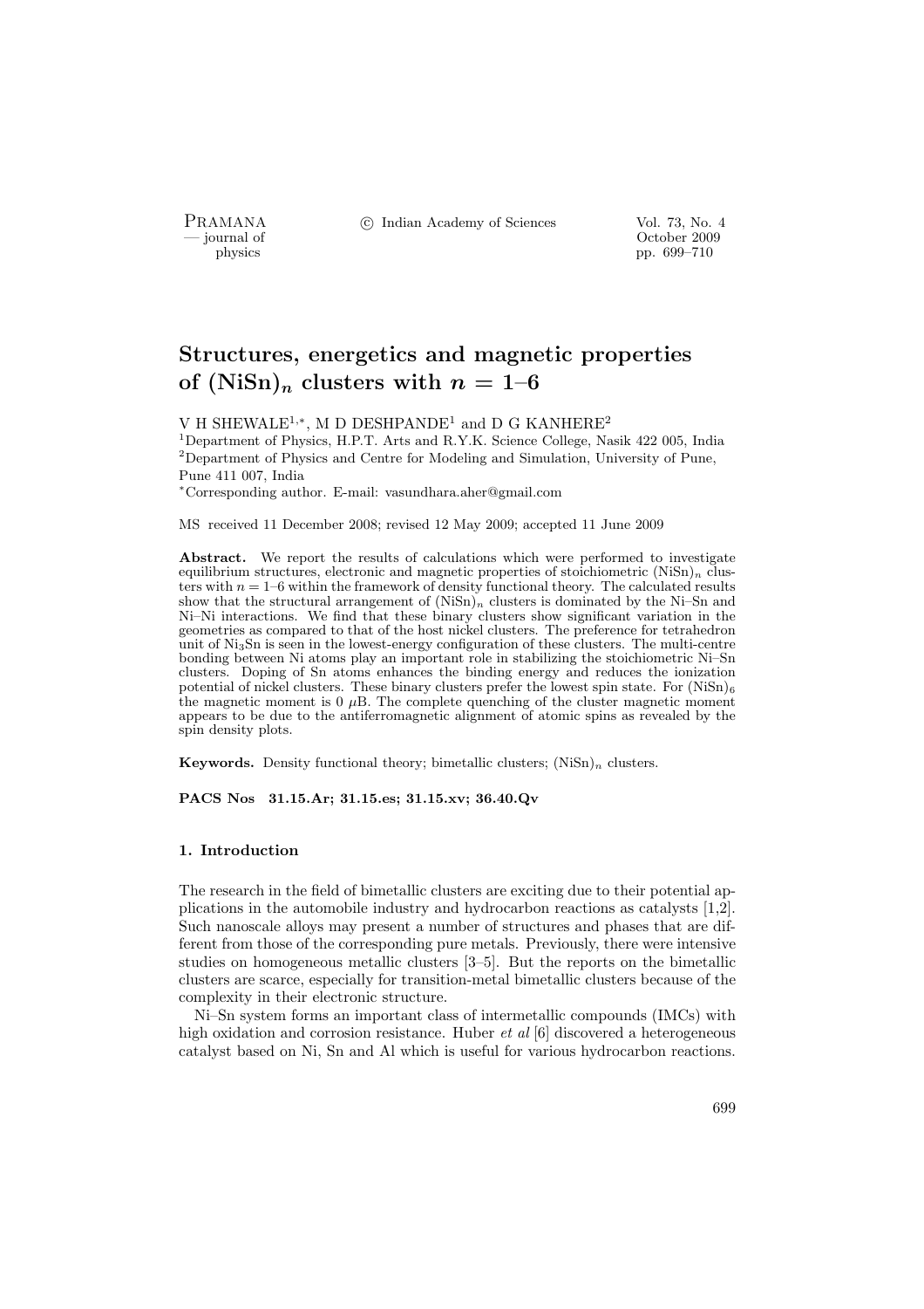# Structures, energetics and magnetic properties of $(NiSn)_n$ clusters with $n = 1$–6

V H SHEWALE[1,*], M D DESHPANDE[1] and D G KANHERE[2]

[1]Department of Physics, H.P.T. Arts and R.Y.K. Science College, Nasik 422 005, India

[2]Department of Physics and Centre for Modeling and Simulation, University of Pune, Pune 411 007, India

[*]Corresponding author. E-mail: vasundhara.aher@gmail.com

MS received 11 December 2008; revised 12 May 2009; accepted 11 June 2009

**Abstract.** We report the results of calculations which were performed to investigate equilibrium structures, electronic and magnetic properties of stoichiometric $(NiSn)_n$ clusters with $n = 1$–6 within the framework of density functional theory. The calculated results show that the structural arrangement of $(NiSn)_n$ clusters is dominated by the Ni–Sn and Ni–Ni interactions. We find that these binary clusters show significant variation in the geometries as compared to that of the host nickel clusters. The preference for tetrahedron unit of $Ni_3Sn$ is seen in the lowest-energy configuration of these clusters. The multi-centre bonding between Ni atoms play an important role in stabilizing the stoichiometric Ni–Sn clusters. Doping of Sn atoms enhances the binding energy and reduces the ionization potential of nickel clusters. These binary clusters prefer the lowest spin state. For $(NiSn)_6$ the magnetic moment is 0 $\mu$B. The complete quenching of the cluster magnetic moment appears to be due to the antiferromagnetic alignment of atomic spins as revealed by the spin density plots.

**Keywords.** Density functional theory; bimetallic clusters; $(NiSn)_n$ clusters.

**PACS Nos 31.15.Ar; 31.15.es; 31.15.xv; 36.40.Qv**

## 1. Introduction

The research in the field of bimetallic clusters are exciting due to their potential applications in the automobile industry and hydrocarbon reactions as catalysts [1,2]. Such nanoscale alloys may present a number of structures and phases that are different from those of the corresponding pure metals. Previously, there were intensive studies on homogeneous metallic clusters [3–5]. But the reports on the bimetallic clusters are scarce, especially for transition-metal bimetallic clusters because of the complexity in their electronic structure.

Ni–Sn system forms an important class of intermetallic compounds (IMCs) with high oxidation and corrosion resistance. Huber *et al* [6] discovered a heterogeneous catalyst based on Ni, Sn and Al which is useful for various hydrocarbon reactions.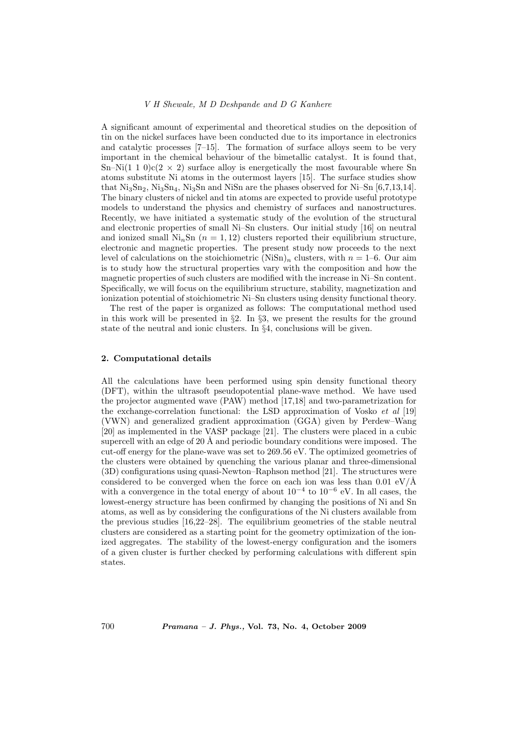A significant amount of experimental and theoretical studies on the deposition of tin on the nickel surfaces have been conducted due to its importance in electronics and catalytic processes [7–15]. The formation of surface alloys seem to be very important in the chemical behaviour of the bimetallic catalyst. It is found that, Sn–Ni(1 1 0)c(2 × 2) surface alloy is energetically the most favourable where Sn atoms substitute Ni atoms in the outermost layers [15]. The surface studies show that $Ni_3Sn_2$, $Ni_3Sn_4$, $Ni_3Sn$ and NiSn are the phases observed for Ni–Sn [6,7,13,14]. The binary clusters of nickel and tin atoms are expected to provide useful prototype models to understand the physics and chemistry of surfaces and nanostructures. Recently, we have initiated a systematic study of the evolution of the structural and electronic properties of small Ni–Sn clusters. Our initial study [16] on neutral and ionized small $Ni_n$Sn ($n = 1, 12$) clusters reported their equilibrium structure, electronic and magnetic properties. The present study now proceeds to the next level of calculations on the stoichiometric $(NiSn)_n$ clusters, with $n = 1$–6. Our aim is to study how the structural properties vary with the composition and how the magnetic properties of such clusters are modified with the increase in Ni–Sn content. Specifically, we will focus on the equilibrium structure, stability, magnetization and ionization potential of stoichiometric Ni–Sn clusters using density functional theory.

The rest of the paper is organized as follows: The computational method used in this work will be presented in §2. In §3, we present the results for the ground state of the neutral and ionic clusters. In §4, conclusions will be given.

## 2. Computational details

All the calculations have been performed using spin density functional theory (DFT), within the ultrasoft pseudopotential plane-wave method. We have used the projector augmented wave (PAW) method [17,18] and two-parametrization for the exchange-correlation functional: the LSD approximation of Vosko *et al* [19] (VWN) and generalized gradient approximation (GGA) given by Perdew–Wang [20] as implemented in the VASP package [21]. The clusters were placed in a cubic supercell with an edge of 20 Å and periodic boundary conditions were imposed. The cut-off energy for the plane-wave was set to 269.56 eV. The optimized geometries of the clusters were obtained by quenching the various planar and three-dimensional (3D) configurations using quasi-Newton–Raphson method [21]. The structures were considered to be converged when the force on each ion was less than 0.01 eV/Å with a convergence in the total energy of about $10^{-4}$ to $10^{-6}$ eV. In all cases, the lowest-energy structure has been confirmed by changing the positions of Ni and Sn atoms, as well as by considering the configurations of the Ni clusters available from the previous studies [16,22–28]. The equilibrium geometries of the stable neutral clusters are considered as a starting point for the geometry optimization of the ionized aggregates. The stability of the lowest-energy configuration and the isomers of a given cluster is further checked by performing calculations with different spin states.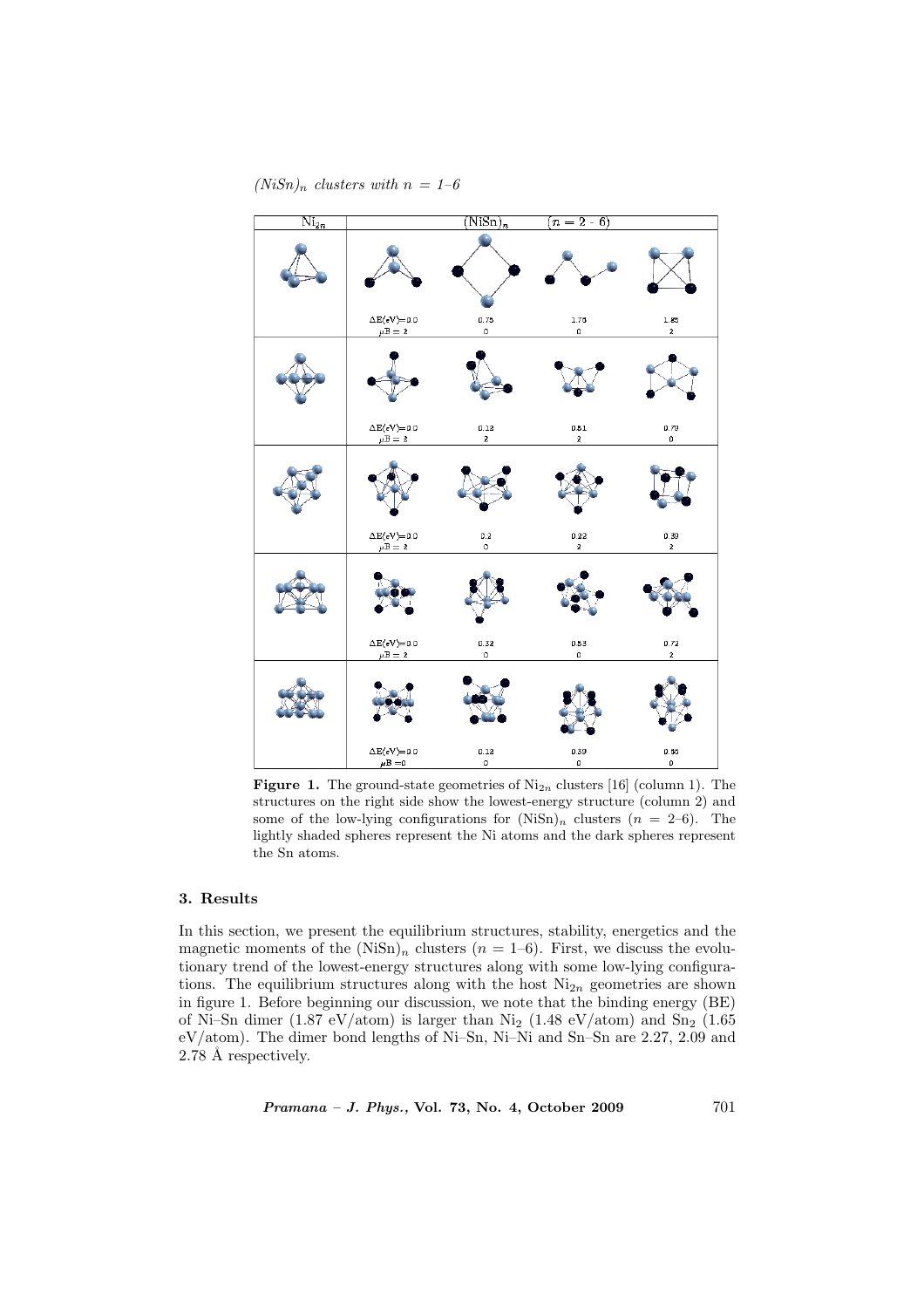**Figure 1.** The ground-state geometries of $Ni_{2n}$ clusters [16] (column 1). The structures on the right side show the lowest-energy structure (column 2) and some of the low-lying configurations for $(NiSn)_n$ clusters ($n$ = 2–6). The lightly shaded spheres represent the Ni atoms and the dark spheres represent the Sn atoms.

## 3. Results

In this section, we present the equilibrium structures, stability, energetics and the magnetic moments of the $(NiSn)_n$ clusters ($n$ = 1–6). First, we discuss the evolutionary trend of the lowest-energy structures along with some low-lying configurations. The equilibrium structures along with the host $Ni_{2n}$ geometries are shown in figure 1. Before beginning our discussion, we note that the binding energy (BE) of Ni–Sn dimer (1.87 eV/atom) is larger than $Ni_2$ (1.48 eV/atom) and $Sn_2$ (1.65 eV/atom). The dimer bond lengths of Ni–Sn, Ni–Ni and Sn–Sn are 2.27, 2.09 and 2.78 Å respectively.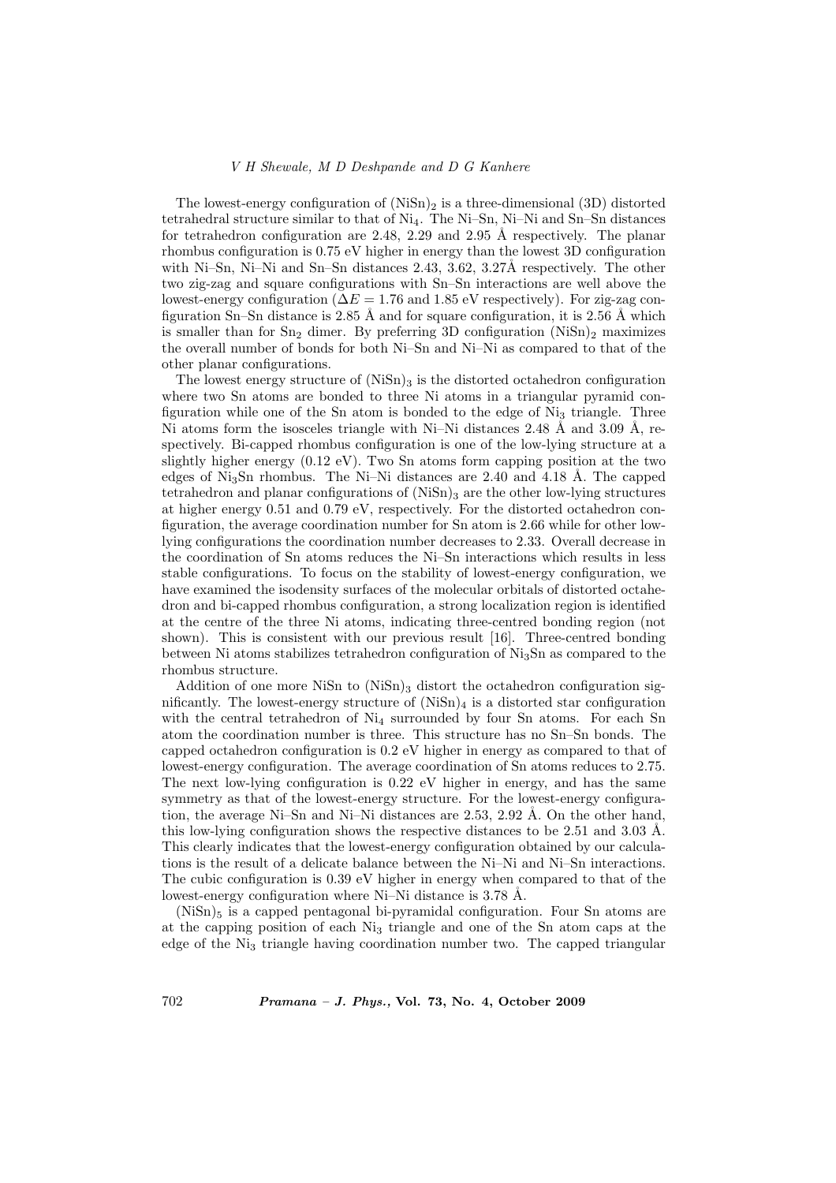The lowest-energy configuration of $(NiSn)_2$ is a three-dimensional (3D) distorted tetrahedral structure similar to that of $Ni_4$. The Ni–Sn, Ni–Ni and Sn–Sn distances for tetrahedron configuration are 2.48, 2.29 and 2.95 Å respectively. The planar rhombus configuration is 0.75 eV higher in energy than the lowest 3D configuration with Ni–Sn, Ni–Ni and Sn–Sn distances 2.43, 3.62, 3.27Å respectively. The other two zig-zag and square configurations with Sn–Sn interactions are well above the lowest-energy configuration ($\Delta E = 1.76$ and 1.85 eV respectively). For zig-zag configuration Sn–Sn distance is 2.85 Å and for square configuration, it is 2.56 Å which is smaller than for $Sn_2$ dimer. By preferring 3D configuration $(NiSn)_2$ maximizes the overall number of bonds for both Ni–Sn and Ni–Ni as compared to that of the other planar configurations.

The lowest energy structure of $(NiSn)_3$ is the distorted octahedron configuration where two Sn atoms are bonded to three Ni atoms in a triangular pyramid configuration while one of the Sn atom is bonded to the edge of $Ni_3$ triangle. Three Ni atoms form the isosceles triangle with Ni–Ni distances 2.48 Å and 3.09 Å, respectively. Bi-capped rhombus configuration is one of the low-lying structure at a slightly higher energy (0.12 eV). Two Sn atoms form capping position at the two edges of $Ni_3Sn$ rhombus. The Ni–Ni distances are 2.40 and 4.18 Å. The capped tetrahedron and planar configurations of $(NiSn)_3$ are the other low-lying structures at higher energy 0.51 and 0.79 eV, respectively. For the distorted octahedron configuration, the average coordination number for Sn atom is 2.66 while for other low-lying configurations the coordination number decreases to 2.33. Overall decrease in the coordination of Sn atoms reduces the Ni–Sn interactions which results in less stable configurations. To focus on the stability of lowest-energy configuration, we have examined the isodensity surfaces of the molecular orbitals of distorted octahedron and bi-capped rhombus configuration, a strong localization region is identified at the centre of the three Ni atoms, indicating three-centred bonding region (not shown). This is consistent with our previous result [16]. Three-centred bonding between Ni atoms stabilizes tetrahedron configuration of $Ni_3Sn$ as compared to the rhombus structure.

Addition of one more NiSn to $(NiSn)_3$ distort the octahedron configuration significantly. The lowest-energy structure of $(NiSn)_4$ is a distorted star configuration with the central tetrahedron of $Ni_4$ surrounded by four Sn atoms. For each Sn atom the coordination number is three. This structure has no Sn–Sn bonds. The capped octahedron configuration is 0.2 eV higher in energy as compared to that of lowest-energy configuration. The average coordination of Sn atoms reduces to 2.75. The next low-lying configuration is 0.22 eV higher in energy, and has the same symmetry as that of the lowest-energy structure. For the lowest-energy configuration, the average Ni–Sn and Ni–Ni distances are 2.53, 2.92 Å. On the other hand, this low-lying configuration shows the respective distances to be 2.51 and 3.03 Å. This clearly indicates that the lowest-energy configuration obtained by our calculations is the result of a delicate balance between the Ni–Ni and Ni–Sn interactions. The cubic configuration is 0.39 eV higher in energy when compared to that of the lowest-energy configuration where Ni–Ni distance is 3.78 Å.

$(NiSn)_5$ is a capped pentagonal bi-pyramidal configuration. Four Sn atoms are at the capping position of each $Ni_3$ triangle and one of the Sn atom caps at the edge of the $Ni_3$ triangle having coordination number two. The capped triangular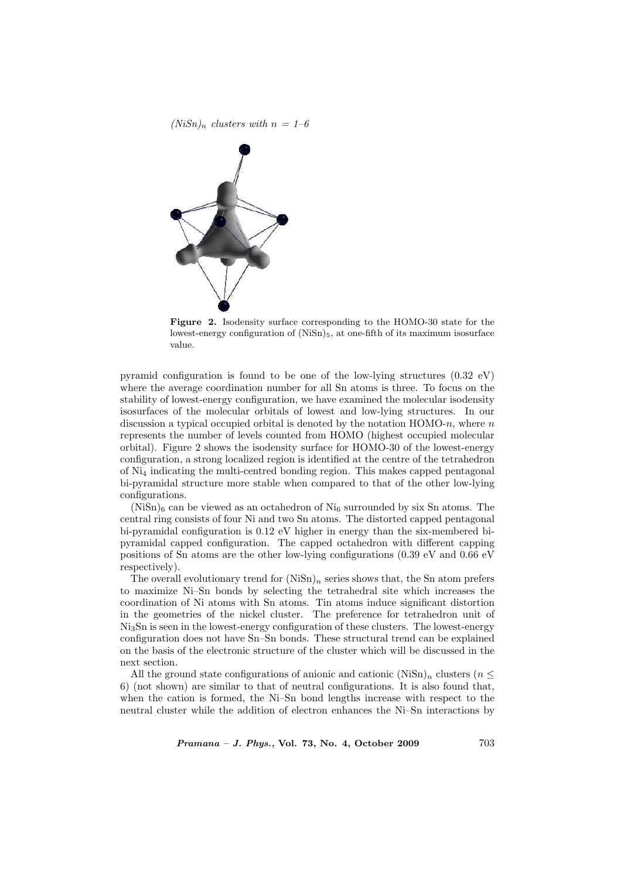**Figure 2.** Isodensity surface corresponding to the HOMO-30 state for the lowest-energy configuration of $(NiSn)_5$, at one-fifth of its maximum isosurface value.

pyramid configuration is found to be one of the low-lying structures (0.32 eV) where the average coordination number for all Sn atoms is three. To focus on the stability of lowest-energy configuration, we have examined the molecular isodensity isosurfaces of the molecular orbitals of lowest and low-lying structures. In our discussion a typical occupied orbital is denoted by the notation HOMO-$n$, where $n$ represents the number of levels counted from HOMO (highest occupied molecular orbital). Figure 2 shows the isodensity surface for HOMO-30 of the lowest-energy configuration, a strong localized region is identified at the centre of the tetrahedron of $Ni_4$ indicating the multi-centred bonding region. This makes capped pentagonal bi-pyramidal structure more stable when compared to that of the other low-lying configurations.

$(NiSn)_6$ can be viewed as an octahedron of $Ni_6$ surrounded by six Sn atoms. The central ring consists of four Ni and two Sn atoms. The distorted capped pentagonal bi-pyramidal configuration is 0.12 eV higher in energy than the six-membered bi-pyramidal capped configuration. The capped octahedron with different capping positions of Sn atoms are the other low-lying configurations (0.39 eV and 0.66 eV respectively).

The overall evolutionary trend for $(NiSn)_n$ series shows that, the Sn atom prefers to maximize Ni–Sn bonds by selecting the tetrahedral site which increases the coordination of Ni atoms with Sn atoms. Tin atoms induce significant distortion in the geometries of the nickel cluster. The preference for tetrahedron unit of $Ni_3Sn$ is seen in the lowest-energy configuration of these clusters. The lowest-energy configuration does not have Sn–Sn bonds. These structural trend can be explained on the basis of the electronic structure of the cluster which will be discussed in the next section.

All the ground state configurations of anionic and cationic $(NiSn)_n$ clusters ($n \leq 6$) (not shown) are similar to that of neutral configurations. It is also found that, when the cation is formed, the Ni–Sn bond lengths increase with respect to the neutral cluster while the addition of electron enhances the Ni–Sn interactions by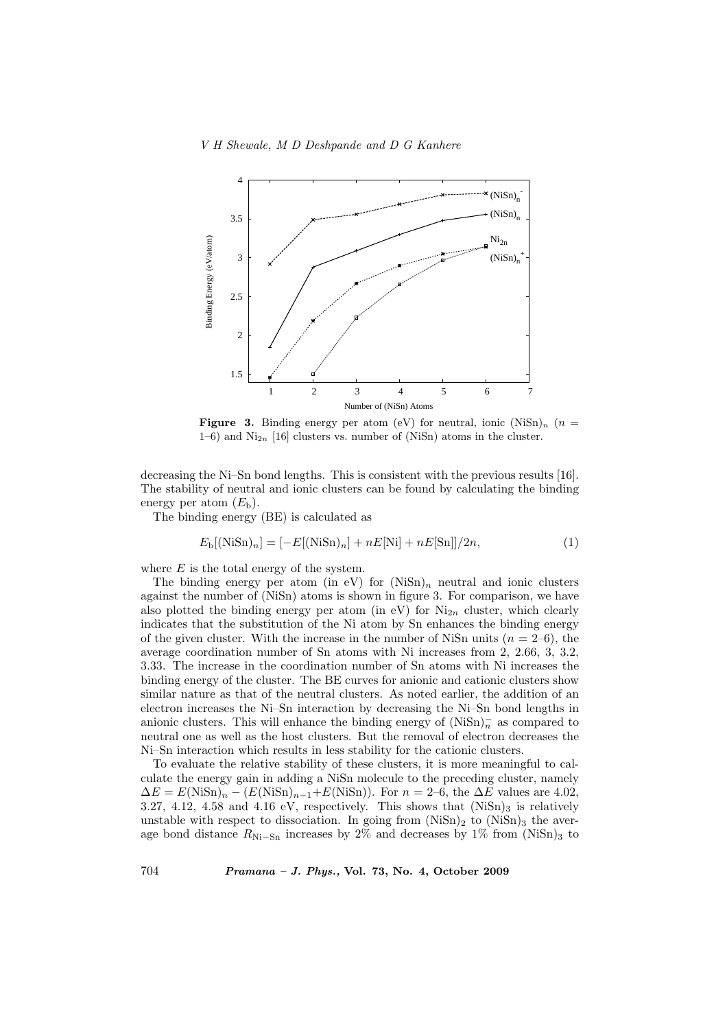**Figure 3.** Binding energy per atom (eV) for neutral, ionic $(\mathrm{NiSn})_n$ ($n$ = 1–6) and $\mathrm{Ni}_{2n}$ [16] clusters vs. number of (NiSn) atoms in the cluster.

decreasing the Ni–Sn bond lengths. This is consistent with the previous results [16]. The stability of neutral and ionic clusters can be found by calculating the binding energy per atom ($E_\mathrm{b}$).

The binding energy (BE) is calculated as

$$E_\mathrm{b}[(\mathrm{NiSn})_n] = [-E[(\mathrm{NiSn})_n] + nE[\mathrm{Ni}] + nE[\mathrm{Sn}]]/2n, \tag{1}$$

where $E$ is the total energy of the system.

The binding energy per atom (in eV) for $(\mathrm{NiSn})_n$ neutral and ionic clusters against the number of (NiSn) atoms is shown in figure 3. For comparison, we have also plotted the binding energy per atom (in eV) for $\mathrm{Ni}_{2n}$ cluster, which clearly indicates that the substitution of the Ni atom by Sn enhances the binding energy of the given cluster. With the increase in the number of NiSn units ($n = 2$–6), the average coordination number of Sn atoms with Ni increases from 2, 2.66, 3, 3.2, 3.33. The increase in the coordination number of Sn atoms with Ni increases the binding energy of the cluster. The BE curves for anionic and cationic clusters show similar nature as that of the neutral clusters. As noted earlier, the addition of an electron increases the Ni–Sn interaction by decreasing the Ni–Sn bond lengths in anionic clusters. This will enhance the binding energy of $(\mathrm{NiSn})_n^-$ as compared to neutral one as well as the host clusters. But the removal of electron decreases the Ni–Sn interaction which results in less stability for the cationic clusters.

To evaluate the relative stability of these clusters, it is more meaningful to calculate the energy gain in adding a NiSn molecule to the preceding cluster, namely $\Delta E = E(\mathrm{NiSn})_n - (E(\mathrm{NiSn})_{n-1} + E(\mathrm{NiSn}))$. For $n = 2$–6, the $\Delta E$ values are 4.02, 3.27, 4.12, 4.58 and 4.16 eV, respectively. This shows that $(\mathrm{NiSn})_3$ is relatively unstable with respect to dissociation. In going from $(\mathrm{NiSn})_2$ to $(\mathrm{NiSn})_3$ the average bond distance $R_{\mathrm{Ni-Sn}}$ increases by 2% and decreases by 1% from $(\mathrm{NiSn})_3$ to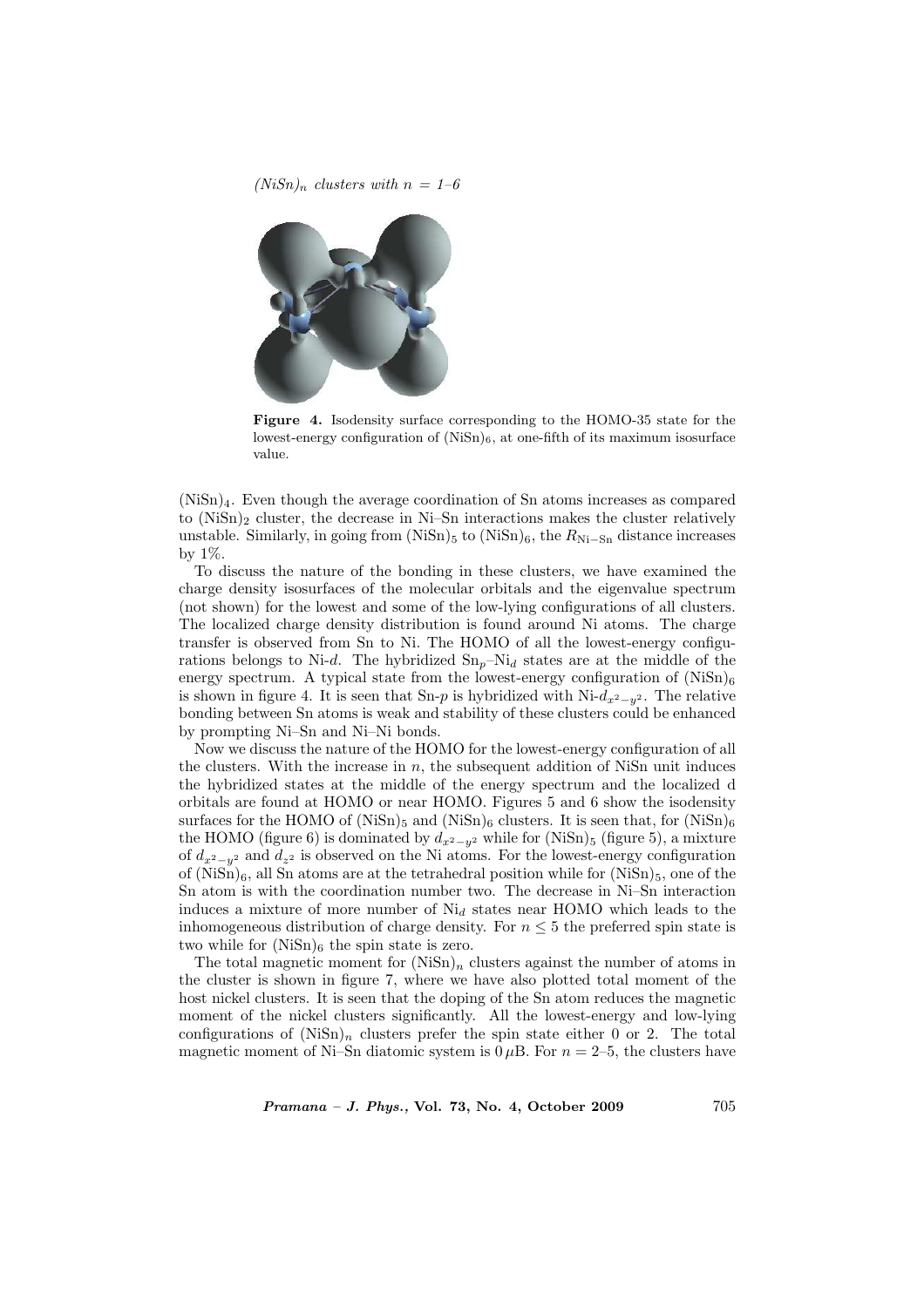**Figure 4.** Isodensity surface corresponding to the HOMO-35 state for the lowest-energy configuration of $(NiSn)_6$, at one-fifth of its maximum isosurface value.

$(NiSn)_4$. Even though the average coordination of Sn atoms increases as compared to $(NiSn)_2$ cluster, the decrease in Ni–Sn interactions makes the cluster relatively unstable. Similarly, in going from $(NiSn)_5$ to $(NiSn)_6$, the $R_{Ni-Sn}$ distance increases by 1%.

To discuss the nature of the bonding in these clusters, we have examined the charge density isosurfaces of the molecular orbitals and the eigenvalue spectrum (not shown) for the lowest and some of the low-lying configurations of all clusters. The localized charge density distribution is found around Ni atoms. The charge transfer is observed from Sn to Ni. The HOMO of all the lowest-energy configurations belongs to Ni-$d$. The hybridized $Sn_p$–$Ni_d$ states are at the middle of the energy spectrum. A typical state from the lowest-energy configuration of $(NiSn)_6$ is shown in figure 4. It is seen that Sn-$p$ is hybridized with Ni-$d_{x^2-y^2}$. The relative bonding between Sn atoms is weak and stability of these clusters could be enhanced by prompting Ni–Sn and Ni–Ni bonds.

Now we discuss the nature of the HOMO for the lowest-energy configuration of all the clusters. With the increase in $n$, the subsequent addition of NiSn unit induces the hybridized states at the middle of the energy spectrum and the localized d orbitals are found at HOMO or near HOMO. Figures 5 and 6 show the isodensity surfaces for the HOMO of $(NiSn)_5$ and $(NiSn)_6$ clusters. It is seen that, for $(NiSn)_6$ the HOMO (figure 6) is dominated by $d_{x^2-y^2}$ while for $(NiSn)_5$ (figure 5), a mixture of $d_{x^2-y^2}$ and $d_{z^2}$ is observed on the Ni atoms. For the lowest-energy configuration of $(NiSn)_6$, all Sn atoms are at the tetrahedral position while for $(NiSn)_5$, one of the Sn atom is with the coordination number two. The decrease in Ni–Sn interaction induces a mixture of more number of $Ni_d$ states near HOMO which leads to the inhomogeneous distribution of charge density. For $n \leq 5$ the preferred spin state is two while for $(NiSn)_6$ the spin state is zero.

The total magnetic moment for $(NiSn)_n$ clusters against the number of atoms in the cluster is shown in figure 7, where we have also plotted total moment of the host nickel clusters. It is seen that the doping of the Sn atom reduces the magnetic moment of the nickel clusters significantly. All the lowest-energy and low-lying configurations of $(NiSn)_n$ clusters prefer the spin state either 0 or 2. The total magnetic moment of Ni–Sn diatomic system is $0\,\mu$B. For $n = 2$–5, the clusters have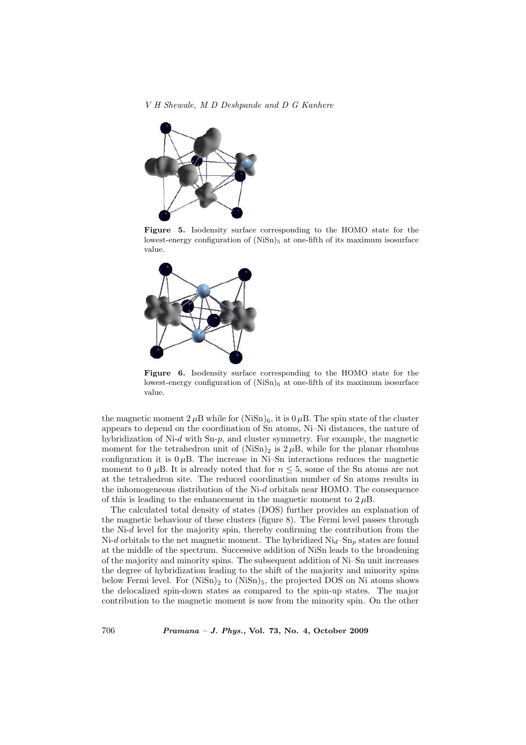**Figure 5.** Isodensity surface corresponding to the HOMO state for the lowest-energy configuration of $(NiSn)_5$ at one-fifth of its maximum isosurface value.

**Figure 6.** Isodensity surface corresponding to the HOMO state for the lowest-energy configuration of $(NiSn)_6$ at one-fifth of its maximum isosurface value.

the magnetic moment $2\,\mu$B while for $(NiSn)_6$, it is $0\,\mu$B. The spin state of the cluster appears to depend on the coordination of Sn atoms, Ni–Ni distances, the nature of hybridization of Ni-$d$ with Sn-$p$, and cluster symmetry. For example, the magnetic moment for the tetrahedron unit of $(NiSn)_2$ is $2\,\mu$B, while for the planar rhombus configuration it is $0\,\mu$B. The increase in Ni–Sn interactions reduces the magnetic moment to 0 $\mu$B. It is already noted that for $n \leq 5$, some of the Sn atoms are not at the tetrahedron site. The reduced coordination number of Sn atoms results in the inhomogeneous distribution of the Ni-$d$ orbitals near HOMO. The consequence of this is leading to the enhancement in the magnetic moment to $2\,\mu$B.

The calculated total density of states (DOS) further provides an explanation of the magnetic behaviour of these clusters (figure 8). The Fermi level passes through the Ni-$d$ level for the majority spin, thereby confirming the contribution from the Ni-$d$ orbitals to the net magnetic moment. The hybridized $Ni_d$–$Sn_p$ states are found at the middle of the spectrum. Successive addition of NiSn leads to the broadening of the majority and minority spins. The subsequent addition of Ni–Sn unit increases the degree of hybridization leading to the shift of the majority and minority spins below Fermi level. For $(NiSn)_2$ to $(NiSn)_5$, the projected DOS on Ni atoms shows the delocalized spin-down states as compared to the spin-up states. The major contribution to the magnetic moment is now from the minority spin. On the other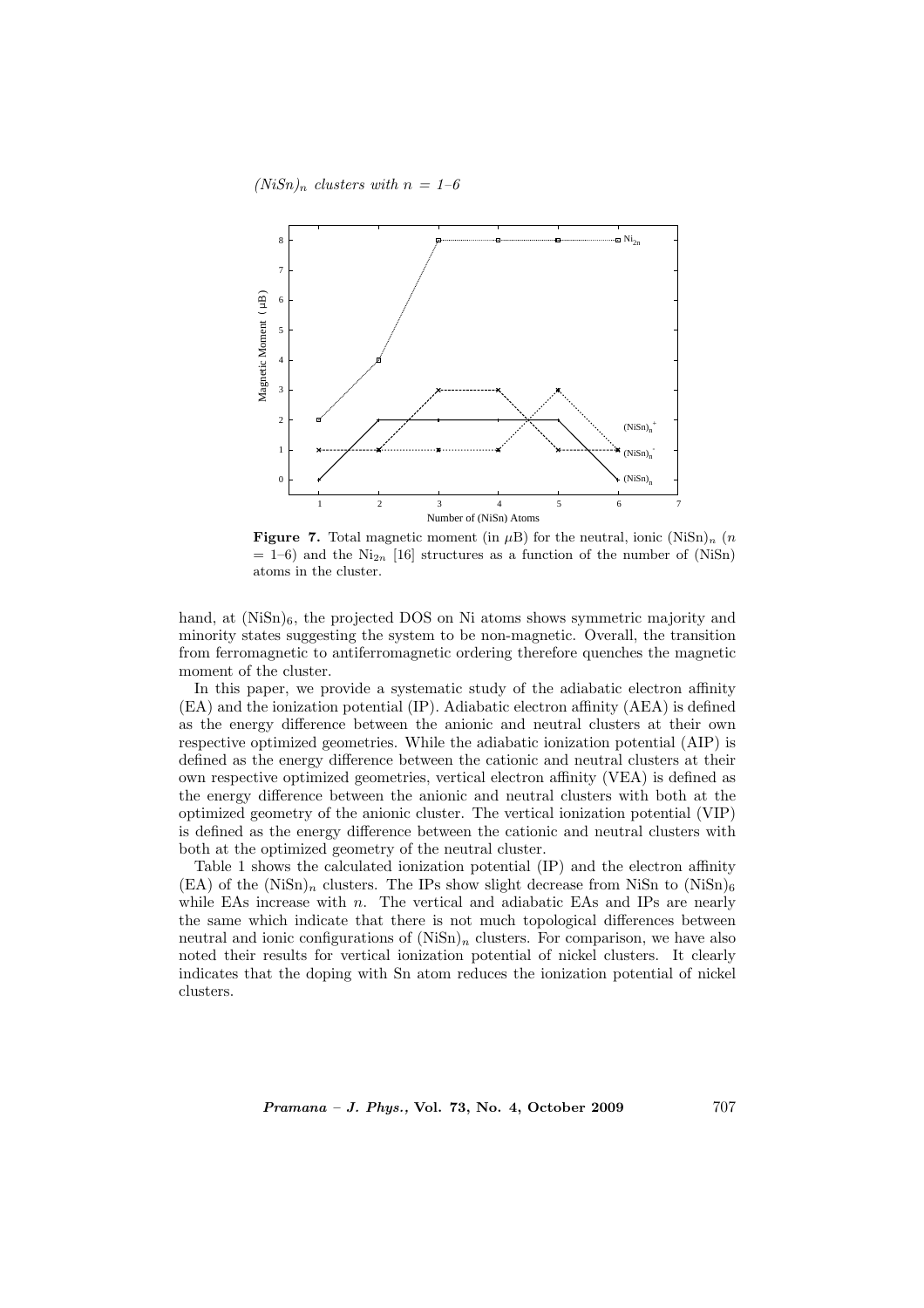**Figure 7.** Total magnetic moment (in $\mu$B) for the neutral, ionic $(NiSn)_n$ ($n$ = 1–6) and the $Ni_{2n}$ [16] structures as a function of the number of (NiSn) atoms in the cluster.

hand, at $(NiSn)_6$, the projected DOS on Ni atoms shows symmetric majority and minority states suggesting the system to be non-magnetic. Overall, the transition from ferromagnetic to antiferromagnetic ordering therefore quenches the magnetic moment of the cluster.

In this paper, we provide a systematic study of the adiabatic electron affinity (EA) and the ionization potential (IP). Adiabatic electron affinity (AEA) is defined as the energy difference between the anionic and neutral clusters at their own respective optimized geometries. While the adiabatic ionization potential (AIP) is defined as the energy difference between the cationic and neutral clusters at their own respective optimized geometries, vertical electron affinity (VEA) is defined as the energy difference between the anionic and neutral clusters with both at the optimized geometry of the anionic cluster. The vertical ionization potential (VIP) is defined as the energy difference between the cationic and neutral clusters with both at the optimized geometry of the neutral cluster.

Table 1 shows the calculated ionization potential (IP) and the electron affinity (EA) of the $(NiSn)_n$ clusters. The IPs show slight decrease from NiSn to $(NiSn)_6$ while EAs increase with $n$. The vertical and adiabatic EAs and IPs are nearly the same which indicate that there is not much topological differences between neutral and ionic configurations of $(NiSn)_n$ clusters. For comparison, we have also noted their results for vertical ionization potential of nickel clusters. It clearly indicates that the doping with Sn atom reduces the ionization potential of nickel clusters.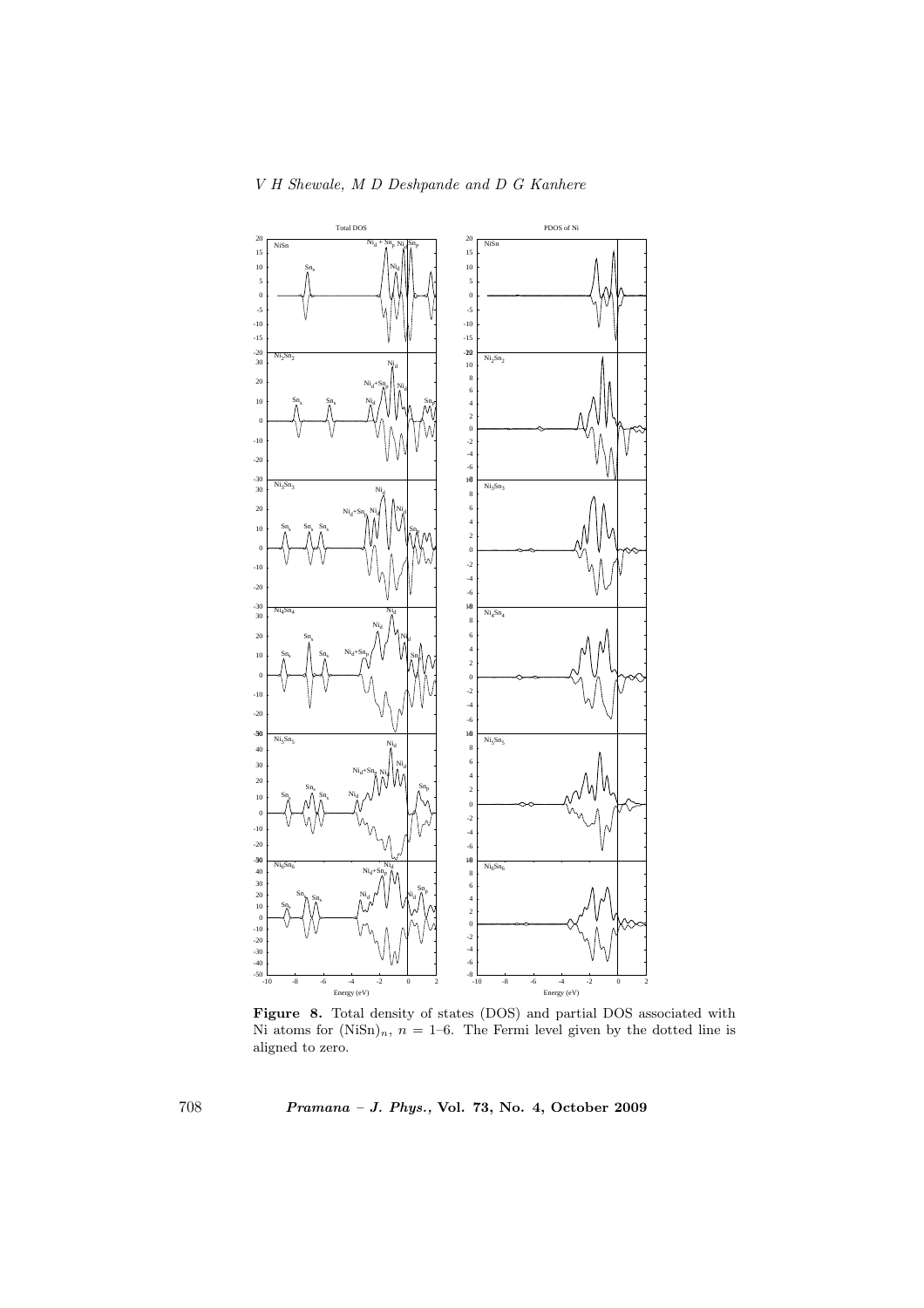**Figure 8.** Total density of states (DOS) and partial DOS associated with Ni atoms for $(\mathrm{NiSn})_n$, $n$ = 1–6. The Fermi level given by the dotted line is aligned to zero.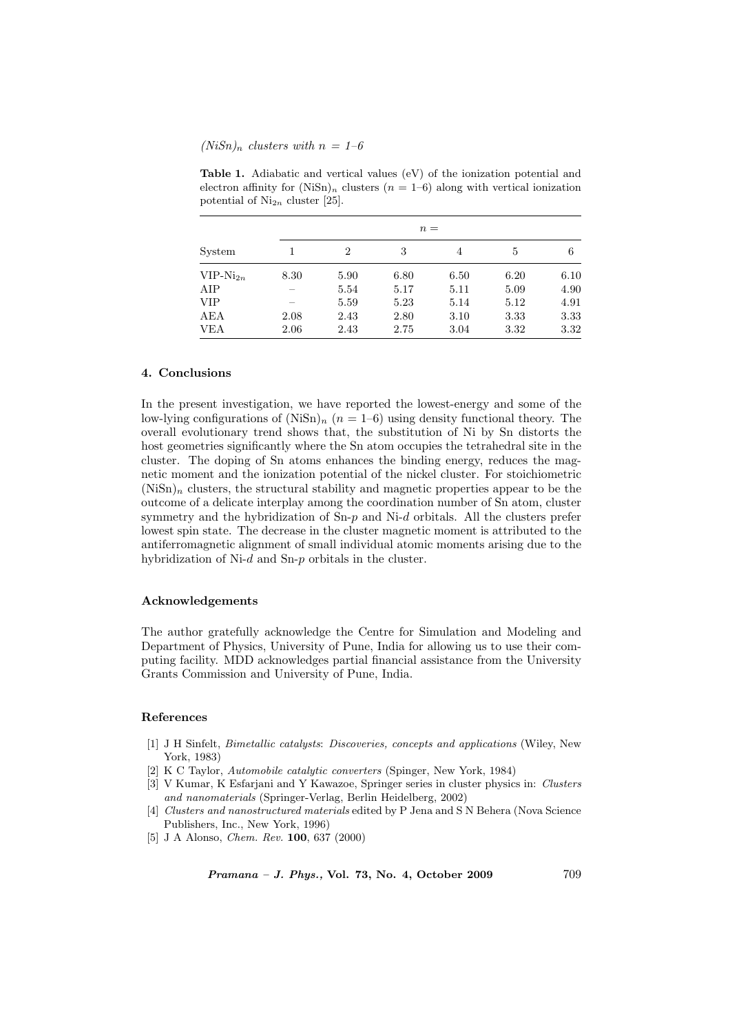**Table 1.** Adiabatic and vertical values (eV) of the ionization potential and electron affinity for $(NiSn)_n$ clusters ($n$ = 1–6) along with vertical ionization potential of $Ni_{2n}$ cluster [25].

| System | $n =$ | | | | | |
|---|---|---|---|---|---|---|
| | 1 | 2 | 3 | 4 | 5 | 6 |
| VIP-$Ni_{2n}$ | 8.30 | 5.90 | 6.80 | 6.50 | 6.20 | 6.10 |
| AIP | – | 5.54 | 5.17 | 5.11 | 5.09 | 4.90 |
| VIP | – | 5.59 | 5.23 | 5.14 | 5.12 | 4.91 |
| AEA | 2.08 | 2.43 | 2.80 | 3.10 | 3.33 | 3.33 |
| VEA | 2.06 | 2.43 | 2.75 | 3.04 | 3.32 | 3.32 |

## 4. Conclusions

In the present investigation, we have reported the lowest-energy and some of the low-lying configurations of $(NiSn)_n$ ($n$ = 1–6) using density functional theory. The overall evolutionary trend shows that, the substitution of Ni by Sn distorts the host geometries significantly where the Sn atom occupies the tetrahedral site in the cluster. The doping of Sn atoms enhances the binding energy, reduces the magnetic moment and the ionization potential of the nickel cluster. For stoichiometric $(NiSn)_n$ clusters, the structural stability and magnetic properties appear to be the outcome of a delicate interplay among the coordination number of Sn atom, cluster symmetry and the hybridization of Sn-$p$ and Ni-$d$ orbitals. All the clusters prefer lowest spin state. The decrease in the cluster magnetic moment is attributed to the antiferromagnetic alignment of small individual atomic moments arising due to the hybridization of Ni-$d$ and Sn-$p$ orbitals in the cluster.

## Acknowledgements

The author gratefully acknowledge the Centre for Simulation and Modeling and Department of Physics, University of Pune, India for allowing us to use their computing facility. MDD acknowledges partial financial assistance from the University Grants Commission and University of Pune, India.

## References

[1] J H Sinfelt, *Bimetallic catalysts: Discoveries, concepts and applications* (Wiley, New York, 1983)

[2] K C Taylor, *Automobile catalytic converters* (Spinger, New York, 1984)

[3] V Kumar, K Esfarjani and Y Kawazoe, Springer series in cluster physics in: *Clusters and nanomaterials* (Springer-Verlag, Berlin Heidelberg, 2002)

[4] *Clusters and nanostructured materials* edited by P Jena and S N Behera (Nova Science Publishers, Inc., New York, 1996)

[5] J A Alonso, *Chem. Rev.* **100**, 637 (2000)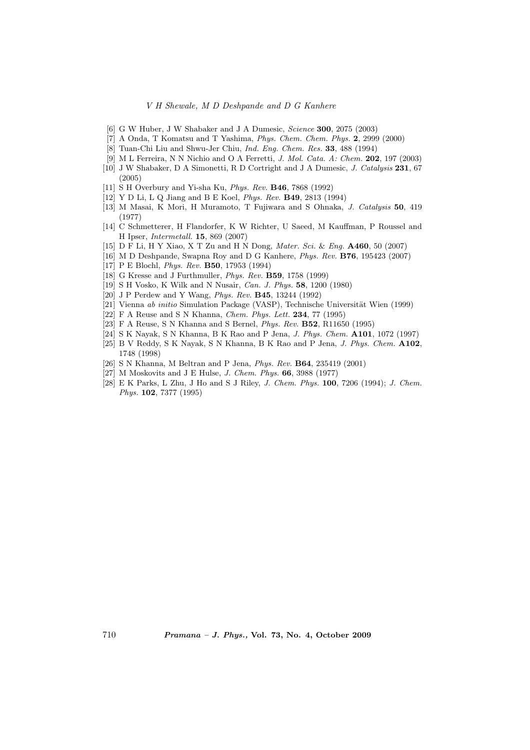[6] G W Huber, J W Shabaker and J A Dumesic, *Science* **300**, 2075 (2003)

[7] A Onda, T Komatsu and T Yashima, *Phys. Chem. Chem. Phys.* **2**, 2999 (2000)

[8] Tuan-Chi Liu and Shwu-Jer Chiu, *Ind. Eng. Chem. Res.* **33**, 488 (1994)

[9] M L Ferreira, N N Nichio and O A Ferretti, *J. Mol. Cata. A: Chem.* **202**, 197 (2003)

[10] J W Shabaker, D A Simonetti, R D Cortright and J A Dumesic, *J. Catalysis* **231**, 67 (2005)

[11] S H Overbury and Yi-sha Ku, *Phys. Rev.* **B46**, 7868 (1992)

[12] Y D Li, L Q Jiang and B E Koel, *Phys. Rev.* **B49**, 2813 (1994)

[13] M Masai, K Mori, H Muramoto, T Fujiwara and S Ohnaka, *J. Catalysis* **50**, 419 (1977)

[14] C Schmetterer, H Flandorfer, K W Richter, U Saeed, M Kauffman, P Roussel and H Ipser, *Intermetall.* **15**, 869 (2007)

[15] D F Li, H Y Xiao, X T Zu and H N Dong, *Mater. Sci. & Eng.* **A460**, 50 (2007)

[16] M D Deshpande, Swapna Roy and D G Kanhere, *Phys. Rev.* **B76**, 195423 (2007)

[17] P E Blochl, *Phys. Rev.* **B50**, 17953 (1994)

[18] G Kresse and J Furthmuller, *Phys. Rev.* **B59**, 1758 (1999)

[19] S H Vosko, K Wilk and N Nusair, *Can. J. Phys.* **58**, 1200 (1980)

[20] J P Perdew and Y Wang, *Phys. Rev.* **B45**, 13244 (1992)

[21] Vienna *ab initio* Simulation Package (VASP), Technische Universität Wien (1999)

[22] F A Reuse and S N Khanna, *Chem. Phys. Lett.* **234**, 77 (1995)

[23] F A Reuse, S N Khanna and S Bernel, *Phys. Rev.* **B52**, R11650 (1995)

[24] S K Nayak, S N Khanna, B K Rao and P Jena, *J. Phys. Chem.* **A101**, 1072 (1997)

[25] B V Reddy, S K Nayak, S N Khanna, B K Rao and P Jena, *J. Phys. Chem.* **A102**, 1748 (1998)

[26] S N Khanna, M Beltran and P Jena, *Phys. Rev.* **B64**, 235419 (2001)

[27] M Moskovits and J E Hulse, *J. Chem. Phys.* **66**, 3988 (1977)

[28] E K Parks, L Zhu, J Ho and S J Riley, *J. Chem. Phys.* **100**, 7206 (1994); *J. Chem. Phys.* **102**, 7377 (1995)